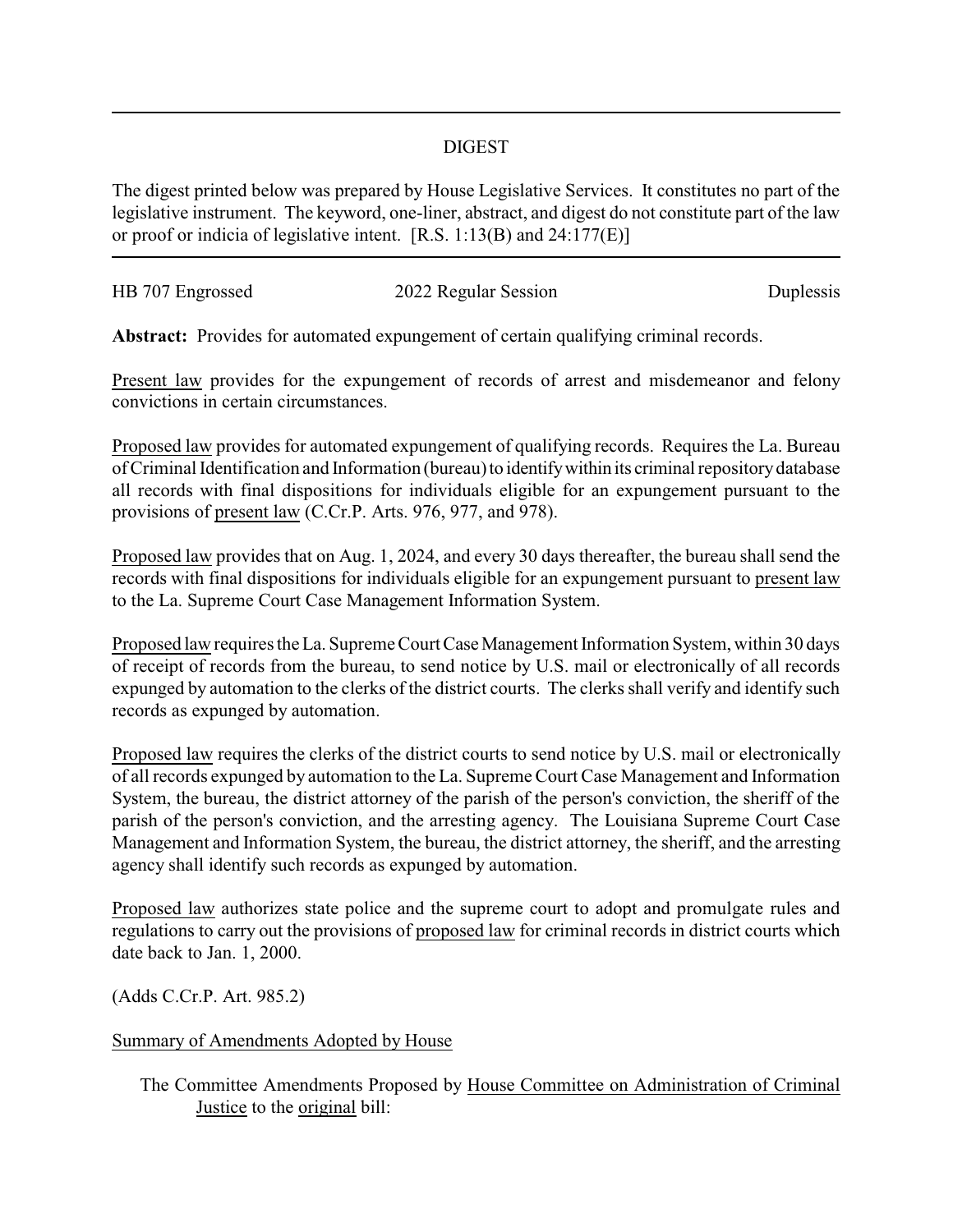# DIGEST

The digest printed below was prepared by House Legislative Services. It constitutes no part of the legislative instrument. The keyword, one-liner, abstract, and digest do not constitute part of the law or proof or indicia of legislative intent. [R.S. 1:13(B) and 24:177(E)]

| HB 707 Engrossed | 2022 Regular Session | Duplessis |
|---|---|---|

**Abstract:** Provides for automated expungement of certain qualifying criminal records.

Present law provides for the expungement of records of arrest and misdemeanor and felony convictions in certain circumstances.

Proposed law provides for automated expungement of qualifying records. Requires the La. Bureau of Criminal Identification and Information (bureau) to identify within its criminal repository database all records with final dispositions for individuals eligible for an expungement pursuant to the provisions of present law (C.Cr.P. Arts. 976, 977, and 978).

Proposed law provides that on Aug. 1, 2024, and every 30 days thereafter, the bureau shall send the records with final dispositions for individuals eligible for an expungement pursuant to present law to the La. Supreme Court Case Management Information System.

Proposed law requires the La. Supreme Court Case Management Information System, within 30 days of receipt of records from the bureau, to send notice by U.S. mail or electronically of all records expunged by automation to the clerks of the district courts. The clerks shall verify and identify such records as expunged by automation.

Proposed law requires the clerks of the district courts to send notice by U.S. mail or electronically of all records expunged by automation to the La. Supreme Court Case Management and Information System, the bureau, the district attorney of the parish of the person's conviction, the sheriff of the parish of the person's conviction, and the arresting agency. The Louisiana Supreme Court Case Management and Information System, the bureau, the district attorney, the sheriff, and the arresting agency shall identify such records as expunged by automation.

Proposed law authorizes state police and the supreme court to adopt and promulgate rules and regulations to carry out the provisions of proposed law for criminal records in district courts which date back to Jan. 1, 2000.

(Adds C.Cr.P. Art. 985.2)

Summary of Amendments Adopted by House

The Committee Amendments Proposed by House Committee on Administration of Criminal Justice to the original bill: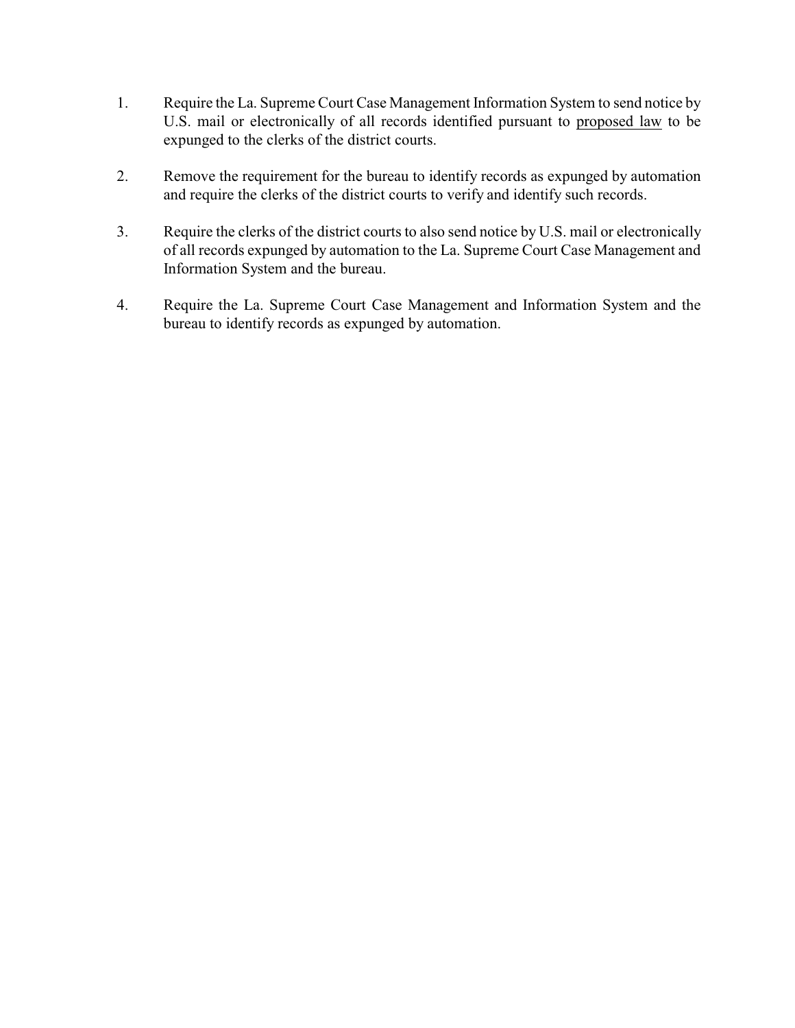1. Require the La. Supreme Court Case Management Information System to send notice by U.S. mail or electronically of all records identified pursuant to <u>proposed law</u> to be expunged to the clerks of the district courts.

2. Remove the requirement for the bureau to identify records as expunged by automation and require the clerks of the district courts to verify and identify such records.

3. Require the clerks of the district courts to also send notice by U.S. mail or electronically of all records expunged by automation to the La. Supreme Court Case Management and Information System and the bureau.

4. Require the La. Supreme Court Case Management and Information System and the bureau to identify records as expunged by automation.